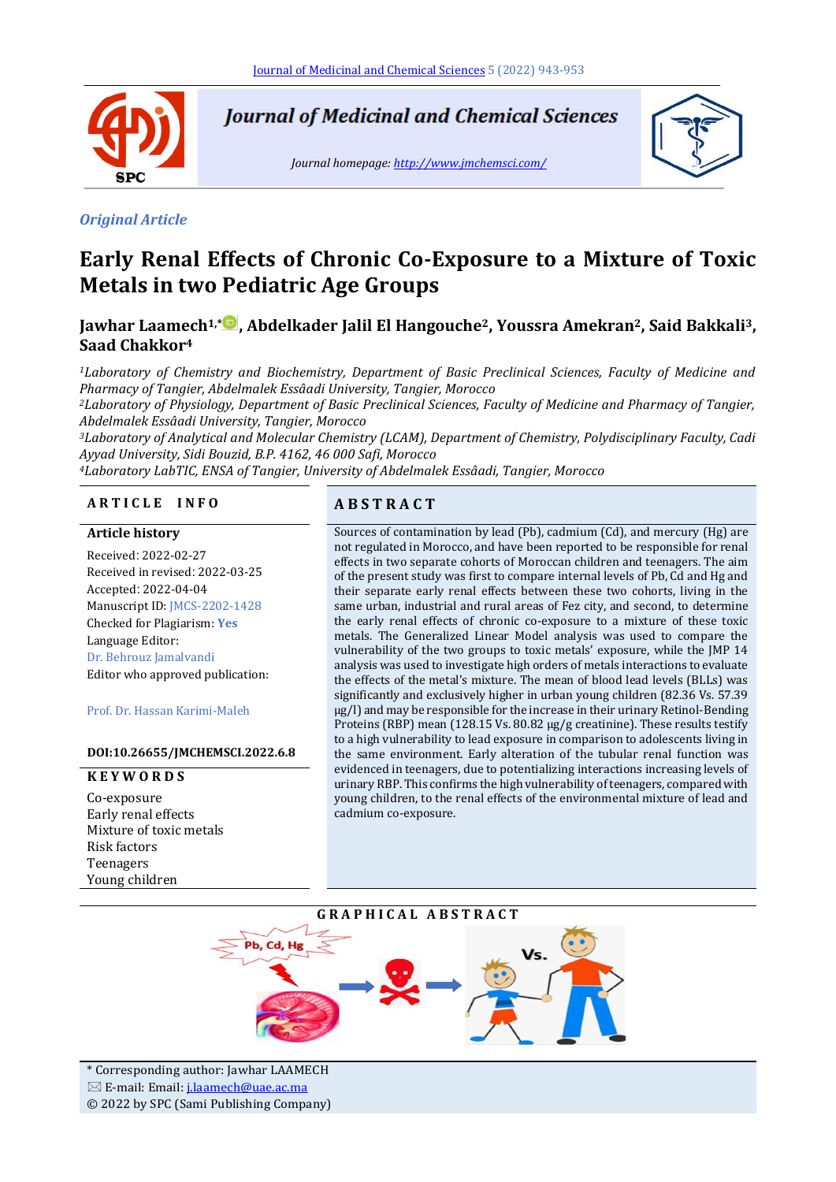*Original Article*

# Early Renal Effects of Chronic Co-Exposure to a Mixture of Toxic Metals in two Pediatric Age Groups

**Jawhar Laamech[1,*], Abdelkader Jalil El Hangouche[2], Youssra Amekran[2], Said Bakkali[3], Saad Chakkor[4]**

*[1]Laboratory of Chemistry and Biochemistry, Department of Basic Preclinical Sciences, Faculty of Medicine and Pharmacy of Tangier, Abdelmalek Essâadi University, Tangier, Morocco*
*[2]Laboratory of Physiology, Department of Basic Preclinical Sciences, Faculty of Medicine and Pharmacy of Tangier, Abdelmalek Essâadi University, Tangier, Morocco*
*[3]Laboratory of Analytical and Molecular Chemistry (LCAM), Department of Chemistry, Polydisciplinary Faculty, Cadi Ayyad University, Sidi Bouzid, B.P. 4162, 46 000 Safi, Morocco*
*[4]Laboratory LabTIC, ENSA of Tangier, University of Abdelmalek Essâadi, Tangier, Morocco*

## ARTICLE INFO

**Article history**

Received: 2022-02-27
Received in revised: 2022-03-25
Accepted: 2022-04-04
Manuscript ID: JMCS-2202-1428
Checked for Plagiarism: **Yes**
Language Editor:
Dr. Behrouz Jamalvandi
Editor who approved publication:

Prof. Dr. Hassan Karimi-Maleh

**DOI:10.26655/JMCHEMSCI.2022.6.8**

**KEYWORDS**

Co-exposure
Early renal effects
Mixture of toxic metals
Risk factors
Teenagers
Young children

## ABSTRACT

Sources of contamination by lead (Pb), cadmium (Cd), and mercury (Hg) are not regulated in Morocco, and have been reported to be responsible for renal effects in two separate cohorts of Moroccan children and teenagers. The aim of the present study was first to compare internal levels of Pb, Cd and Hg and their separate early renal effects between these two cohorts, living in the same urban, industrial and rural areas of Fez city, and second, to determine the early renal effects of chronic co-exposure to a mixture of these toxic metals. The Generalized Linear Model analysis was used to compare the vulnerability of the two groups to toxic metals' exposure, while the JMP 14 analysis was used to investigate high orders of metals interactions to evaluate the effects of the metal's mixture. The mean of blood lead levels (BLLs) was significantly and exclusively higher in urban young children (82.36 Vs. 57.39 µg/l) and may be responsible for the increase in their urinary Retinol-Bending Proteins (RBP) mean (128.15 Vs. 80.82 µg/g creatinine). These results testify to a high vulnerability to lead exposure in comparison to adolescents living in the same environment. Early alteration of the tubular renal function was evidenced in teenagers, due to potentializing interactions increasing levels of urinary RBP. This confirms the high vulnerability of teenagers, compared with young children, to the renal effects of the environmental mixture of lead and cadmium co-exposure.

## GRAPHICAL ABSTRACT

\* Corresponding author: Jawhar LAAMECH
✉ E-mail: Email: j.laamech@uae.ac.ma
© 2022 by SPC (Sami Publishing Company)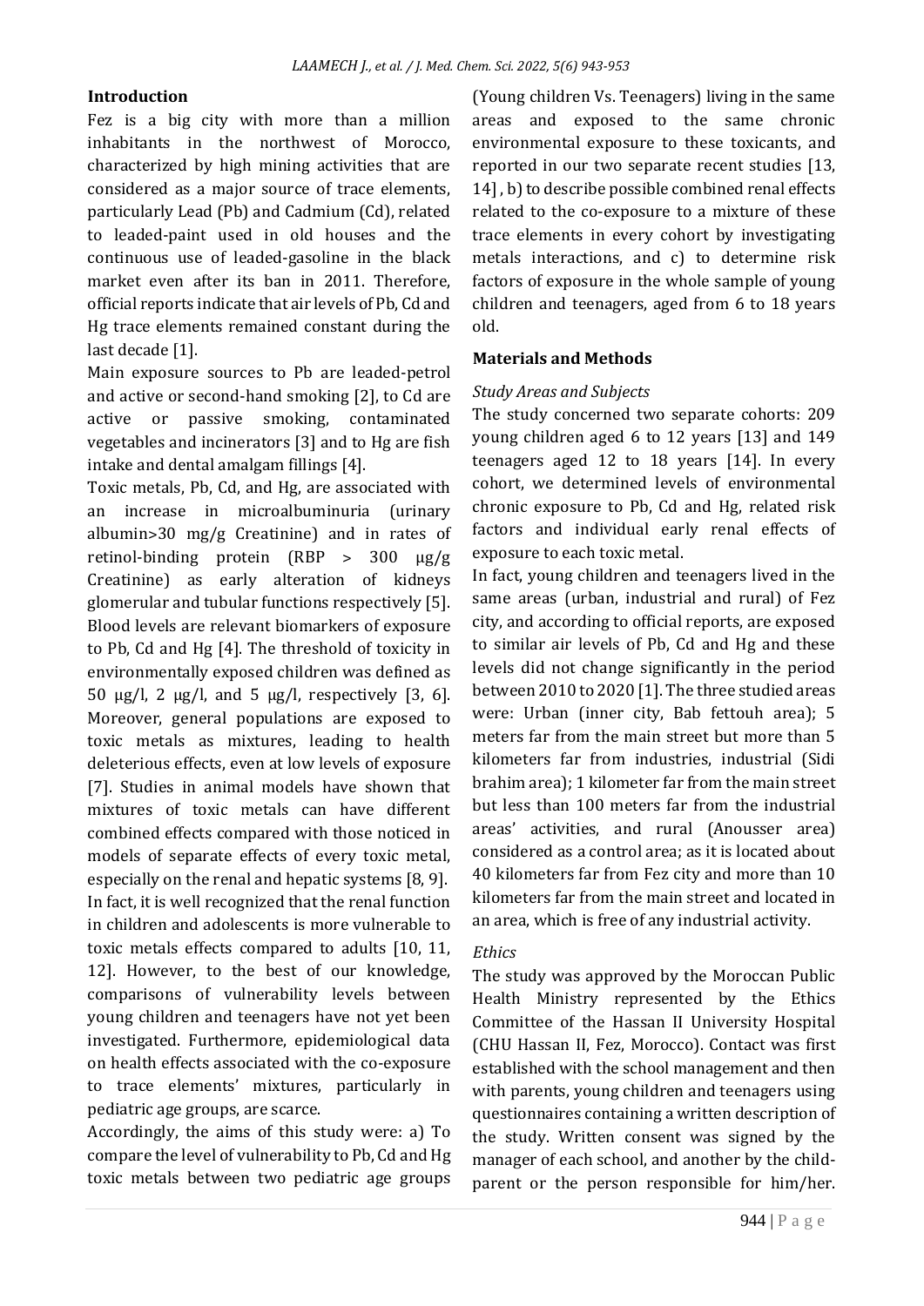## Introduction

Fez is a big city with more than a million inhabitants in the northwest of Morocco, characterized by high mining activities that are considered as a major source of trace elements, particularly Lead (Pb) and Cadmium (Cd), related to leaded-paint used in old houses and the continuous use of leaded-gasoline in the black market even after its ban in 2011. Therefore, official reports indicate that air levels of Pb, Cd and Hg trace elements remained constant during the last decade [1].

Main exposure sources to Pb are leaded-petrol and active or second-hand smoking [2], to Cd are active or passive smoking, contaminated vegetables and incinerators [3] and to Hg are fish intake and dental amalgam fillings [4].

Toxic metals, Pb, Cd, and Hg, are associated with an increase in microalbuminuria (urinary albumin>30 mg/g Creatinine) and in rates of retinol-binding protein (RBP > 300 µg/g Creatinine) as early alteration of kidneys glomerular and tubular functions respectively [5]. Blood levels are relevant biomarkers of exposure to Pb, Cd and Hg [4]. The threshold of toxicity in environmentally exposed children was defined as 50 µg/l, 2 µg/l, and 5 µg/l, respectively [3, 6]. Moreover, general populations are exposed to toxic metals as mixtures, leading to health deleterious effects, even at low levels of exposure [7]. Studies in animal models have shown that mixtures of toxic metals can have different combined effects compared with those noticed in models of separate effects of every toxic metal, especially on the renal and hepatic systems [8, 9].

In fact, it is well recognized that the renal function in children and adolescents is more vulnerable to toxic metals effects compared to adults [10, 11, 12]. However, to the best of our knowledge, comparisons of vulnerability levels between young children and teenagers have not yet been investigated. Furthermore, epidemiological data on health effects associated with the co-exposure to trace elements' mixtures, particularly in pediatric age groups, are scarce.

Accordingly, the aims of this study were: a) To compare the level of vulnerability to Pb, Cd and Hg toxic metals between two pediatric age groups (Young children Vs. Teenagers) living in the same areas and exposed to the same chronic environmental exposure to these toxicants, and reported in our two separate recent studies [13, 14] , b) to describe possible combined renal effects related to the co-exposure to a mixture of these trace elements in every cohort by investigating metals interactions, and c) to determine risk factors of exposure in the whole sample of young children and teenagers, aged from 6 to 18 years old.

## Materials and Methods

### *Study Areas and Subjects*

The study concerned two separate cohorts: 209 young children aged 6 to 12 years [13] and 149 teenagers aged 12 to 18 years [14]. In every cohort, we determined levels of environmental chronic exposure to Pb, Cd and Hg, related risk factors and individual early renal effects of exposure to each toxic metal.

In fact, young children and teenagers lived in the same areas (urban, industrial and rural) of Fez city, and according to official reports, are exposed to similar air levels of Pb, Cd and Hg and these levels did not change significantly in the period between 2010 to 2020 [1]. The three studied areas were: Urban (inner city, Bab fettouh area); 5 meters far from the main street but more than 5 kilometers far from industries, industrial (Sidi brahim area); 1 kilometer far from the main street but less than 100 meters far from the industrial areas' activities, and rural (Anousser area) considered as a control area; as it is located about 40 kilometers far from Fez city and more than 10 kilometers far from the main street and located in an area, which is free of any industrial activity.

### *Ethics*

The study was approved by the Moroccan Public Health Ministry represented by the Ethics Committee of the Hassan II University Hospital (CHU Hassan II, Fez, Morocco). Contact was first established with the school management and then with parents, young children and teenagers using questionnaires containing a written description of the study. Written consent was signed by the manager of each school, and another by the child-parent or the person responsible for him/her.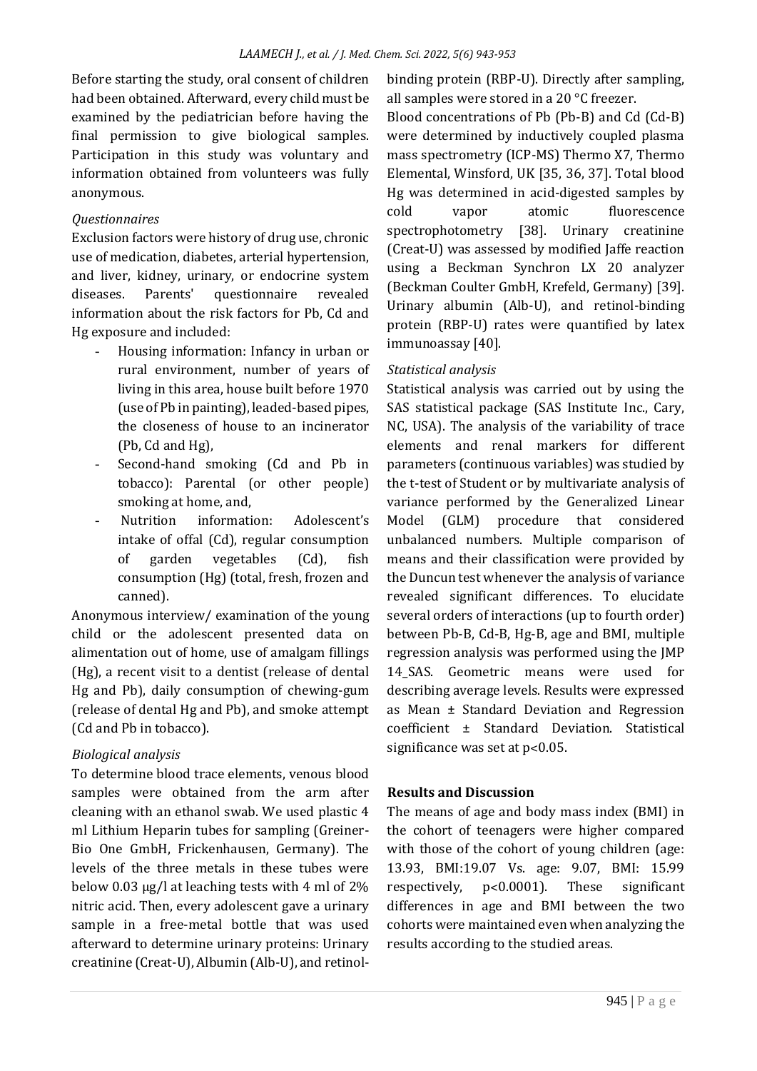Before starting the study, oral consent of children had been obtained. Afterward, every child must be examined by the pediatrician before having the final permission to give biological samples. Participation in this study was voluntary and information obtained from volunteers was fully anonymous.

*Questionnaires*

Exclusion factors were history of drug use, chronic use of medication, diabetes, arterial hypertension, and liver, kidney, urinary, or endocrine system diseases. Parents' questionnaire revealed information about the risk factors for Pb, Cd and Hg exposure and included:

- Housing information: Infancy in urban or rural environment, number of years of living in this area, house built before 1970 (use of Pb in painting), leaded-based pipes, the closeness of house to an incinerator (Pb, Cd and Hg),
- Second-hand smoking (Cd and Pb in tobacco): Parental (or other people) smoking at home, and,
- Nutrition information: Adolescent's intake of offal (Cd), regular consumption of garden vegetables (Cd), fish consumption (Hg) (total, fresh, frozen and canned).

Anonymous interview/ examination of the young child or the adolescent presented data on alimentation out of home, use of amalgam fillings (Hg), a recent visit to a dentist (release of dental Hg and Pb), daily consumption of chewing-gum (release of dental Hg and Pb), and smoke attempt (Cd and Pb in tobacco).

*Biological analysis*

To determine blood trace elements, venous blood samples were obtained from the arm after cleaning with an ethanol swab. We used plastic 4 ml Lithium Heparin tubes for sampling (Greiner-Bio One GmbH, Frickenhausen, Germany). The levels of the three metals in these tubes were below 0.03 µg/l at leaching tests with 4 ml of 2% nitric acid. Then, every adolescent gave a urinary sample in a free-metal bottle that was used afterward to determine urinary proteins: Urinary creatinine (Creat-U), Albumin (Alb-U), and retinol-binding protein (RBP-U). Directly after sampling, all samples were stored in a 20 °C freezer.

Blood concentrations of Pb (Pb-B) and Cd (Cd-B) were determined by inductively coupled plasma mass spectrometry (ICP-MS) Thermo X7, Thermo Elemental, Winsford, UK [35, 36, 37]. Total blood Hg was determined in acid-digested samples by cold vapor atomic fluorescence spectrophotometry [38]. Urinary creatinine (Creat-U) was assessed by modified Jaffe reaction using a Beckman Synchron LX 20 analyzer (Beckman Coulter GmbH, Krefeld, Germany) [39]. Urinary albumin (Alb-U), and retinol-binding protein (RBP-U) rates were quantified by latex immunoassay [40].

*Statistical analysis*

Statistical analysis was carried out by using the SAS statistical package (SAS Institute Inc., Cary, NC, USA). The analysis of the variability of trace elements and renal markers for different parameters (continuous variables) was studied by the t-test of Student or by multivariate analysis of variance performed by the Generalized Linear Model (GLM) procedure that considered unbalanced numbers. Multiple comparison of means and their classification were provided by the Duncun test whenever the analysis of variance revealed significant differences. To elucidate several orders of interactions (up to fourth order) between Pb-B, Cd-B, Hg-B, age and BMI, multiple regression analysis was performed using the JMP 14_SAS. Geometric means were used for describing average levels. Results were expressed as Mean ± Standard Deviation and Regression coefficient ± Standard Deviation. Statistical significance was set at $p<0.05$.

## Results and Discussion

The means of age and body mass index (BMI) in the cohort of teenagers were higher compared with those of the cohort of young children (age: 13.93, BMI:19.07 Vs. age: 9.07, BMI: 15.99 respectively, $p<0.0001$). These significant differences in age and BMI between the two cohorts were maintained even when analyzing the results according to the studied areas.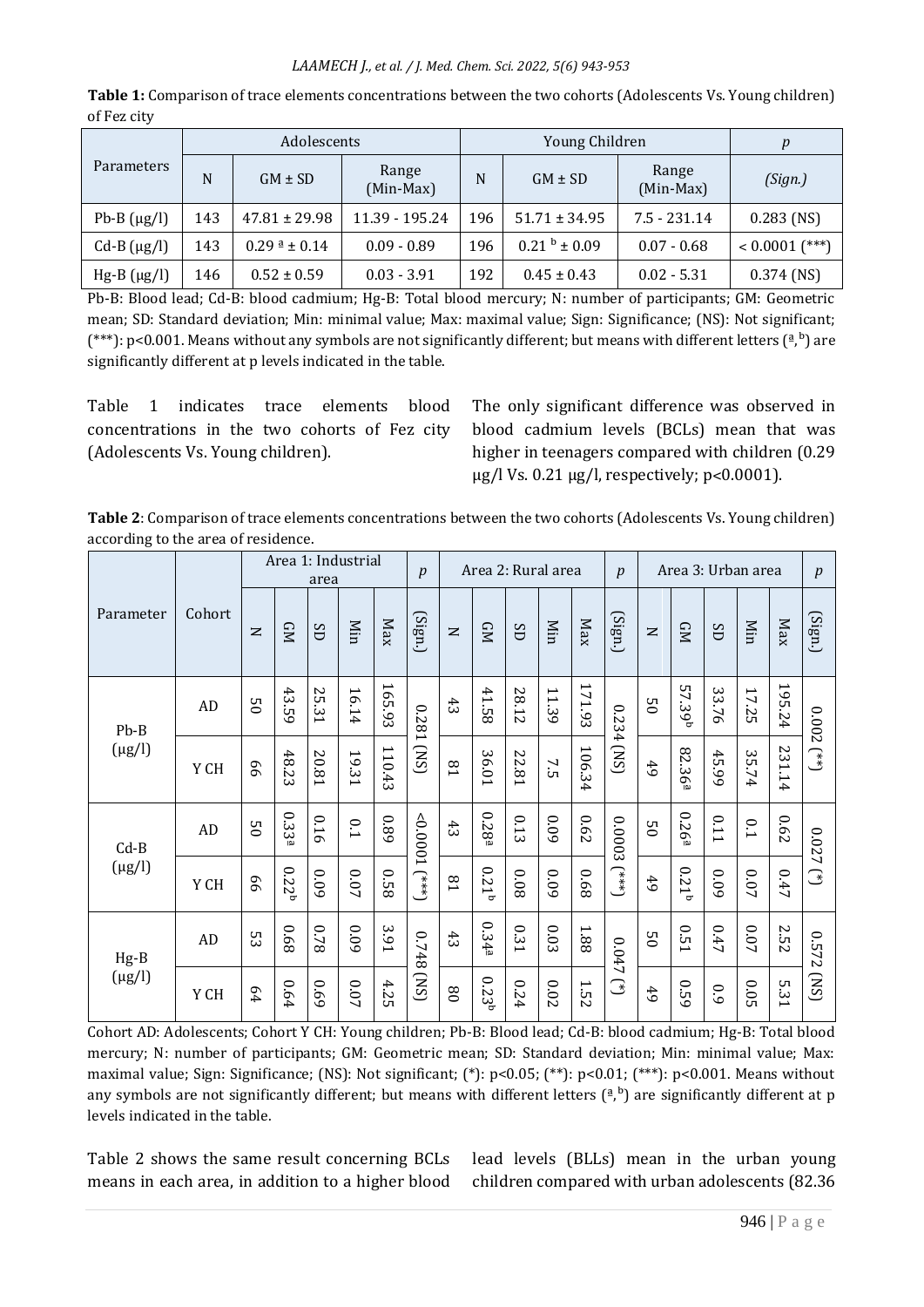**Table 1:** Comparison of trace elements concentrations between the two cohorts (Adolescents Vs. Young children) of Fez city

| Parameters | Adolescents | | | Young Children | | | *p* |
|---|---|---|---|---|---|---|---|
| | N | GM ± SD | Range (Min-Max) | N | GM ± SD | Range (Min-Max) | *(Sign.)* |
| Pb-B (µg/l) | 143 | 47.81 ± 29.98 | 11.39 - 195.24 | 196 | 51.71 ± 34.95 | 7.5 - 231.14 | 0.283 (NS) |
| Cd-B (µg/l) | 143 | 0.29 [a] ± 0.14 | 0.09 - 0.89 | 196 | 0.21 [b] ± 0.09 | 0.07 - 0.68 | < 0.0001 (***) |
| Hg-B (µg/l) | 146 | 0.52 ± 0.59 | 0.03 - 3.91 | 192 | 0.45 ± 0.43 | 0.02 - 5.31 | 0.374 (NS) |

Pb-B: Blood lead; Cd-B: blood cadmium; Hg-B: Total blood mercury; N: number of participants; GM: Geometric mean; SD: Standard deviation; Min: minimal value; Max: maximal value; Sign: Significance; (NS): Not significant; (***): p<0.001. Means without any symbols are not significantly different; but means with different letters ([a], [b]) are significantly different at p levels indicated in the table.

Table 1 indicates trace elements blood concentrations in the two cohorts of Fez city (Adolescents Vs. Young children).

The only significant difference was observed in blood cadmium levels (BCLs) mean that was higher in teenagers compared with children (0.29 µg/l Vs. 0.21 µg/l, respectively; p<0.0001).

**Table 2**: Comparison of trace elements concentrations between the two cohorts (Adolescents Vs. Young children) according to the area of residence.

| Parameter | Cohort | Area 1: Industrial area | | | | | *p* | Area 2: Rural area | | | | | *p* | Area 3: Urban area | | | | | *p* |
|---|---|---|---|---|---|---|---|---|---|---|---|---|---|---|---|---|---|---|---|
| | | N | GM | SD | Min | Max | (Sign.) | N | GM | SD | Min | Max | (Sign.) | N | GM | SD | Min | Max | (Sign.) |
| Pb-B (µg/l) | AD | 50 | 43.59 | 25.31 | 16.14 | 165.93 | 0.281 (NS) | 43 | 41.58 | 28.12 | 11.39 | 171.93 | 0.234 (NS) | 50 | 57.39[b] | 33.76 | 17.25 | 195.24 | 0.002 (**) |
| | Y CH | 66 | 48.23 | 20.81 | 19.31 | 110.43 | | 81 | 36.01 | 22.81 | 7.5 | 106.34 | | 49 | 82.36[a] | 45.99 | 35.74 | 231.14 | |
| Cd-B (µg/l) | AD | 50 | 0.33[a] | 0.16 | 0.1 | 0.89 | <0.0001 (***) | 43 | 0.28[a] | 0.13 | 0.09 | 0.62 | 0.0003 (***) | 50 | 0.26[a] | 0.11 | 0.1 | 0.62 | 0.027 (*) |
| | Y CH | 66 | 0.22[b] | 0.09 | 0.07 | 0.58 | | 81 | 0.21[b] | 0.08 | 0.09 | 0.68 | | 49 | 0.21[b] | 0.09 | 0.07 | 0.47 | |
| Hg-B (µg/l) | AD | 53 | 0.68 | 0.78 | 0.09 | 3.91 | 0.748 (NS) | 43 | 0.34[a] | 0.31 | 0.03 | 1.88 | 0.047 (*) | 50 | 0.51 | 0.47 | 0.07 | 2.52 | 0.572 (NS) |
| | Y CH | 64 | 0.64 | 0.69 | 0.07 | 4.25 | | 80 | 0.23[b] | 0.24 | 0.02 | 1.52 | | 49 | 0.59 | 0.9 | 0.05 | 5.31 | |

Cohort AD: Adolescents; Cohort Y CH: Young children; Pb-B: Blood lead; Cd-B: blood cadmium; Hg-B: Total blood mercury; N: number of participants; GM: Geometric mean; SD: Standard deviation; Min: minimal value; Max: maximal value; Sign: Significance; (NS): Not significant; (*): p<0.05; (**): p<0.01; (***): p<0.001. Means without any symbols are not significantly different; but means with different letters ([a], [b]) are significantly different at p levels indicated in the table.

Table 2 shows the same result concerning BCLs means in each area, in addition to a higher blood lead levels (BLLs) mean in the urban young children compared with urban adolescents (82.36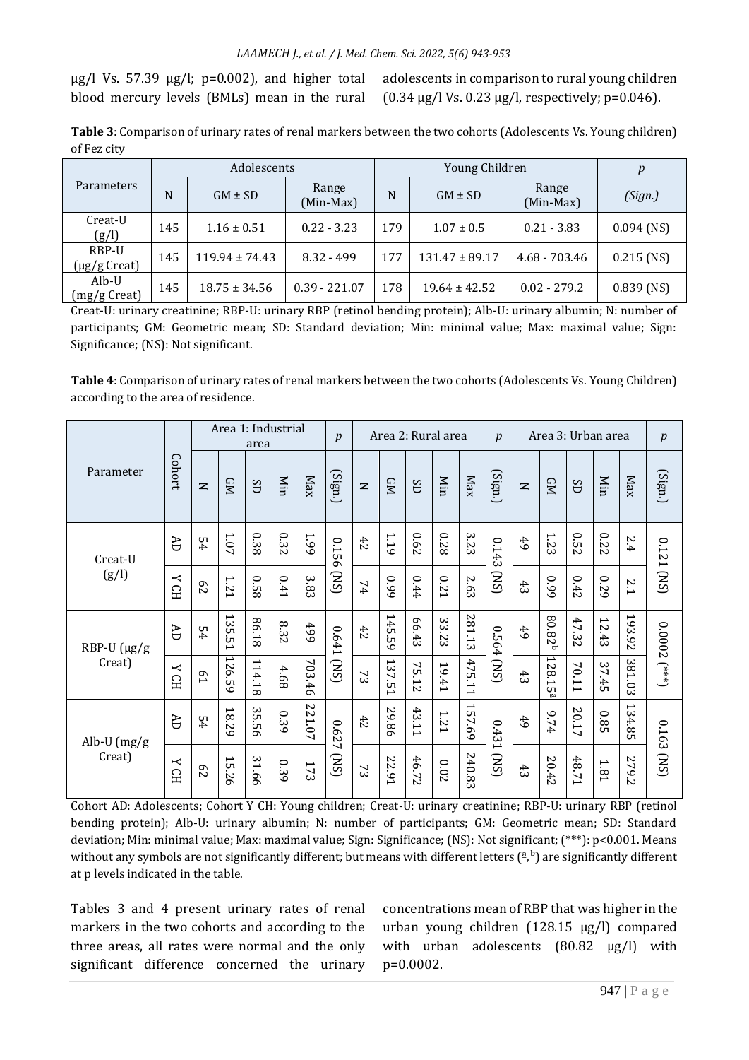μg/l Vs. 57.39 μg/l; p=0.002), and higher total blood mercury levels (BMLs) mean in the rural adolescents in comparison to rural young children (0.34 μg/l Vs. 0.23 μg/l, respectively; p=0.046).

**Table 3**: Comparison of urinary rates of renal markers between the two cohorts (Adolescents Vs. Young children) of Fez city

| Parameters | Adolescents | | | Young Children | | | *p* |
|---|---|---|---|---|---|---|---|
| | N | GM ± SD | Range (Min-Max) | N | GM ± SD | Range (Min-Max) | *(Sign.)* |
| Creat-U (g/l) | 145 | 1.16 ± 0.51 | 0.22 - 3.23 | 179 | 1.07 ± 0.5 | 0.21 - 3.83 | 0.094 (NS) |
| RBP-U (μg/g Creat) | 145 | 119.94 ± 74.43 | 8.32 - 499 | 177 | 131.47 ± 89.17 | 4.68 - 703.46 | 0.215 (NS) |
| Alb-U (mg/g Creat) | 145 | 18.75 ± 34.56 | 0.39 - 221.07 | 178 | 19.64 ± 42.52 | 0.02 - 279.2 | 0.839 (NS) |

Creat-U: urinary creatinine; RBP-U: urinary RBP (retinol bending protein); Alb-U: urinary albumin; N: number of participants; GM: Geometric mean; SD: Standard deviation; Min: minimal value; Max: maximal value; Sign: Significance; (NS): Not significant.

**Table 4**: Comparison of urinary rates of renal markers between the two cohorts (Adolescents Vs. Young Children) according to the area of residence.

| Parameter | Cohort | Area 1: Industrial area | | | | | *p* | Area 2: Rural area | | | | | *p* | Area 3: Urban area | | | | | *p* |
|---|---|---|---|---|---|---|---|---|---|---|---|---|---|---|---|---|---|---|---|
| | | N | GM | SD | Min | Max | (Sign.) | N | GM | SD | Min | Max | (Sign.) | N | GM | SD | Min | Max | (Sign.) |
| Creat-U (g/l) | AD | 54 | 1.07 | 0.38 | 0.32 | 1.99 | 0.156 (NS) | 42 | 1.19 | 0.62 | 0.28 | 3.23 | 0.143 (NS) | 49 | 1.23 | 0.52 | 0.22 | 2.4 | 0.121 (NS) |
| | Y CH | 62 | 1.21 | 0.58 | 0.41 | 3.83 | | 74 | 0.99 | 0.44 | 0.21 | 2.63 | | 43 | 0.99 | 0.42 | 0.29 | 2.1 | |
| RBP-U (μg/g Creat) | AD | 54 | 135.51 | 86.18 | 8.32 | 499 | 0.641 (NS) | 42 | 145.59 | 66.43 | 33.23 | 281.13 | 0.564 (NS) | 49 | 80.82[b] | 47.32 | 12.43 | 193.92 | 0.0002 (***) |
| | Y CH | 61 | 126.59 | 114.18 | 4.68 | 703.46 | | 73 | 137.51 | 75.12 | 19.41 | 475.11 | | 43 | 128.15[a] | 70.11 | 37.45 | 381.03 | |
| Alb-U (mg/g Creat) | AD | 54 | 18.29 | 35.56 | 0.39 | 221.07 | 0.627 (NS) | 42 | 29.86 | 43.11 | 1.21 | 157.69 | 0.431 (NS) | 49 | 9.74 | 20.17 | 0.85 | 134.85 | 0.163 (NS) |
| | Y CH | 62 | 15.26 | 31.66 | 0.39 | 173 | | 73 | 22.91 | 46.72 | 0.02 | 240.83 | | 43 | 20.42 | 48.71 | 1.81 | 279.2 | |

Cohort AD: Adolescents; Cohort Y CH: Young children; Creat-U: urinary creatinine; RBP-U: urinary RBP (retinol bending protein); Alb-U: urinary albumin; N: number of participants; GM: Geometric mean; SD: Standard deviation; Min: minimal value; Max: maximal value; Sign: Significance; (NS): Not significant; (***): p<0.001. Means without any symbols are not significantly different; but means with different letters ([a], [b]) are significantly different at p levels indicated in the table.

Tables 3 and 4 present urinary rates of renal markers in the two cohorts and according to the three areas, all rates were normal and the only significant difference concerned the urinary concentrations mean of RBP that was higher in the urban young children (128.15 μg/l) compared with urban adolescents (80.82 μg/l) with p=0.0002.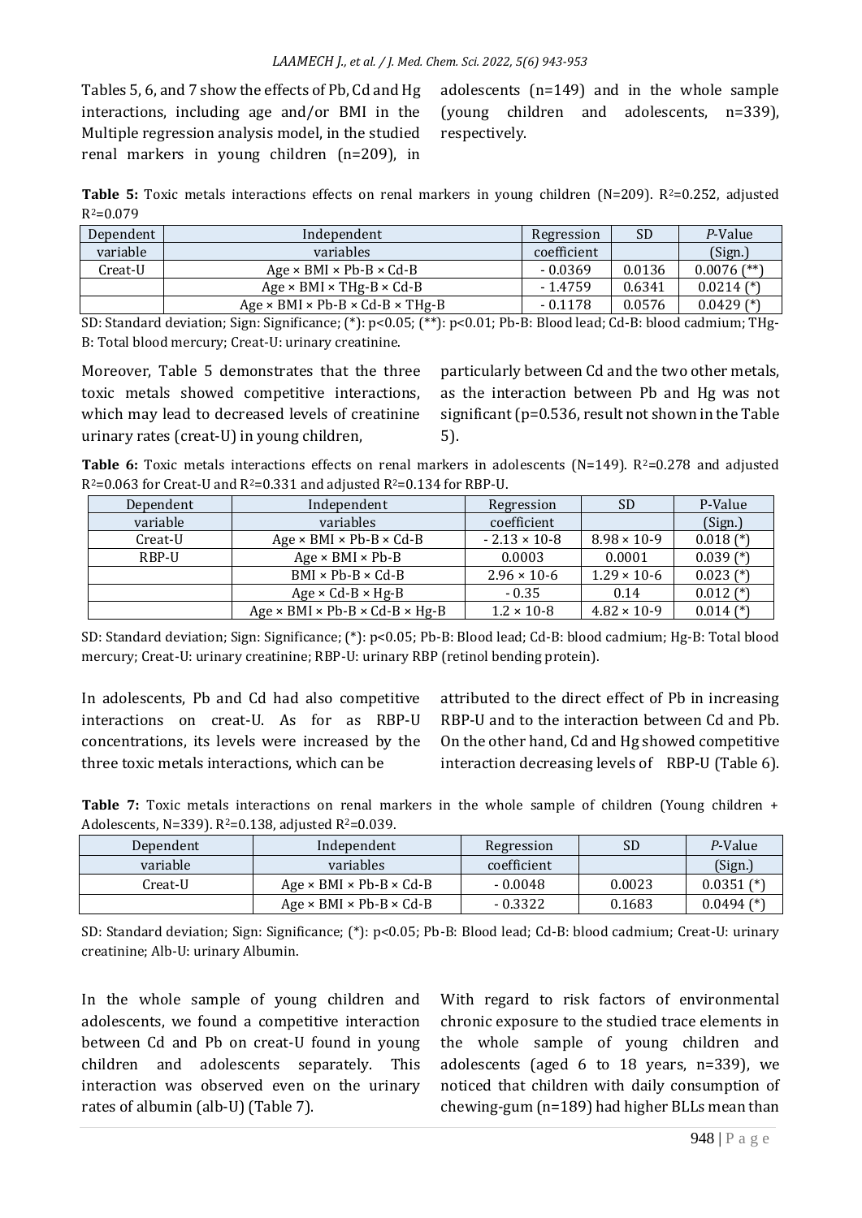Tables 5, 6, and 7 show the effects of Pb, Cd and Hg interactions, including age and/or BMI in the Multiple regression analysis model, in the studied renal markers in young children (n=209), in adolescents (n=149) and in the whole sample (young children and adolescents, n=339), respectively.

**Table 5:** Toxic metals interactions effects on renal markers in young children (N=209). $R^2$=0.252, adjusted $R^2$=0.079

| Dependent variable | Independent variables | Regression coefficient | SD | *P*-Value (Sign.) |
|---|---|---|---|---|
| Creat-U | Age × BMI × Pb-B × Cd-B | - 0.0369 | 0.0136 | 0.0076 (**) |
| | Age × BMI × THg-B × Cd-B | - 1.4759 | 0.6341 | 0.0214 (*) |
| | Age × BMI × Pb-B × Cd-B × THg-B | - 0.1178 | 0.0576 | 0.0429 (*) |

SD: Standard deviation; Sign: Significance; (*): p<0.05; (**): p<0.01; Pb-B: Blood lead; Cd-B: blood cadmium; THg-B: Total blood mercury; Creat-U: urinary creatinine.

Moreover, Table 5 demonstrates that the three toxic metals showed competitive interactions, which may lead to decreased levels of creatinine urinary rates (creat-U) in young children, particularly between Cd and the two other metals, as the interaction between Pb and Hg was not significant (p=0.536, result not shown in the Table 5).

**Table 6:** Toxic metals interactions effects on renal markers in adolescents (N=149). $R^2$=0.278 and adjusted $R^2$=0.063 for Creat-U and $R^2$=0.331 and adjusted $R^2$=0.134 for RBP-U.

| Dependent variable | Independent variables | Regression coefficient | SD | P-Value (Sign.) |
|---|---|---|---|---|
| Creat-U | Age × BMI × Pb-B × Cd-B | $- 2.13 \times 10^{-8}$ | $8.98 \times 10^{-9}$ | 0.018 (*) |
| RBP-U | Age × BMI × Pb-B | 0.0003 | 0.0001 | 0.039 (*) |
| | BMI × Pb-B × Cd-B | $2.96 \times 10^{-6}$ | $1.29 \times 10^{-6}$ | 0.023 (*) |
| | Age × Cd-B × Hg-B | - 0.35 | 0.14 | 0.012 (*) |
| | Age × BMI × Pb-B × Cd-B × Hg-B | $1.2 \times 10^{-8}$ | $4.82 \times 10^{-9}$ | 0.014 (*) |

SD: Standard deviation; Sign: Significance; (*): p<0.05; Pb-B: Blood lead; Cd-B: blood cadmium; Hg-B: Total blood mercury; Creat-U: urinary creatinine; RBP-U: urinary RBP (retinol bending protein).

In adolescents, Pb and Cd had also competitive interactions on creat-U. As for as RBP-U concentrations, its levels were increased by the three toxic metals interactions, which can be attributed to the direct effect of Pb in increasing RBP-U and to the interaction between Cd and Pb. On the other hand, Cd and Hg showed competitive interaction decreasing levels of RBP-U (Table 6).

**Table 7:** Toxic metals interactions on renal markers in the whole sample of children (Young children + Adolescents, N=339). $R^2$=0.138, adjusted $R^2$=0.039.

| Dependent variable | Independent variables | Regression coefficient | SD | *P*-Value (Sign.) |
|---|---|---|---|---|
| Creat-U | Age × BMI × Pb-B × Cd-B | - 0.0048 | 0.0023 | 0.0351 (*) |
| | Age × BMI × Pb-B × Cd-B | - 0.3322 | 0.1683 | 0.0494 (*) |

SD: Standard deviation; Sign: Significance; (*): p<0.05; Pb-B: Blood lead; Cd-B: blood cadmium; Creat-U: urinary creatinine; Alb-U: urinary Albumin.

In the whole sample of young children and adolescents, we found a competitive interaction between Cd and Pb on creat-U found in young children and adolescents separately. This interaction was observed even on the urinary rates of albumin (alb-U) (Table 7).

With regard to risk factors of environmental chronic exposure to the studied trace elements in the whole sample of young children and adolescents (aged 6 to 18 years, n=339), we noticed that children with daily consumption of chewing-gum (n=189) had higher BLLs mean than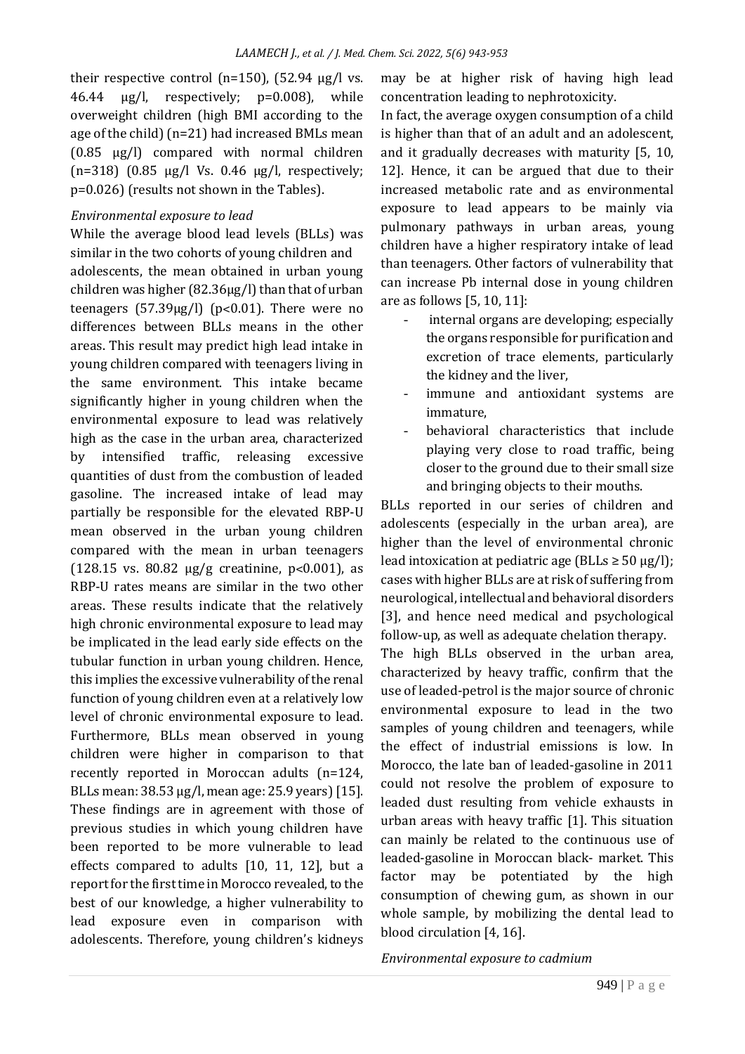their respective control (n=150), (52.94 µg/l vs. 46.44 µg/l, respectively; p=0.008), while overweight children (high BMI according to the age of the child) (n=21) had increased BMLs mean (0.85 µg/l) compared with normal children (n=318) (0.85 µg/l Vs. 0.46 µg/l, respectively; p=0.026) (results not shown in the Tables).

*Environmental exposure to lead*

While the average blood lead levels (BLLs) was similar in the two cohorts of young children and adolescents, the mean obtained in urban young children was higher (82.36µg/l) than that of urban teenagers (57.39µg/l) (p<0.01). There were no differences between BLLs means in the other areas. This result may predict high lead intake in young children compared with teenagers living in the same environment. This intake became significantly higher in young children when the environmental exposure to lead was relatively high as the case in the urban area, characterized by intensified traffic, releasing excessive quantities of dust from the combustion of leaded gasoline. The increased intake of lead may partially be responsible for the elevated RBP-U mean observed in the urban young children compared with the mean in urban teenagers (128.15 vs. 80.82 µg/g creatinine, p<0.001), as RBP-U rates means are similar in the two other areas. These results indicate that the relatively high chronic environmental exposure to lead may be implicated in the lead early side effects on the tubular function in urban young children. Hence, this implies the excessive vulnerability of the renal function of young children even at a relatively low level of chronic environmental exposure to lead. Furthermore, BLLs mean observed in young children were higher in comparison to that recently reported in Moroccan adults (n=124, BLLs mean: 38.53 µg/l, mean age: 25.9 years) [15]. These findings are in agreement with those of previous studies in which young children have been reported to be more vulnerable to lead effects compared to adults [10, 11, 12], but a report for the first time in Morocco revealed, to the best of our knowledge, a higher vulnerability to lead exposure even in comparison with adolescents. Therefore, young children's kidneys may be at higher risk of having high lead concentration leading to nephrotoxicity.

In fact, the average oxygen consumption of a child is higher than that of an adult and an adolescent, and it gradually decreases with maturity [5, 10, 12]. Hence, it can be argued that due to their increased metabolic rate and as environmental exposure to lead appears to be mainly via pulmonary pathways in urban areas, young children have a higher respiratory intake of lead than teenagers. Other factors of vulnerability that can increase Pb internal dose in young children are as follows [5, 10, 11]:

- internal organs are developing; especially the organs responsible for purification and excretion of trace elements, particularly the kidney and the liver,
- immune and antioxidant systems are immature,
- behavioral characteristics that include playing very close to road traffic, being closer to the ground due to their small size and bringing objects to their mouths.

BLLs reported in our series of children and adolescents (especially in the urban area), are higher than the level of environmental chronic lead intoxication at pediatric age (BLLs ≥ 50 µg/l); cases with higher BLLs are at risk of suffering from neurological, intellectual and behavioral disorders [3], and hence need medical and psychological follow-up, as well as adequate chelation therapy.

The high BLLs observed in the urban area, characterized by heavy traffic, confirm that the use of leaded-petrol is the major source of chronic environmental exposure to lead in the two samples of young children and teenagers, while the effect of industrial emissions is low. In Morocco, the late ban of leaded-gasoline in 2011 could not resolve the problem of exposure to leaded dust resulting from vehicle exhausts in urban areas with heavy traffic [1]. This situation can mainly be related to the continuous use of leaded-gasoline in Moroccan black- market. This factor may be potentiated by the high consumption of chewing gum, as shown in our whole sample, by mobilizing the dental lead to blood circulation [4, 16].

*Environmental exposure to cadmium*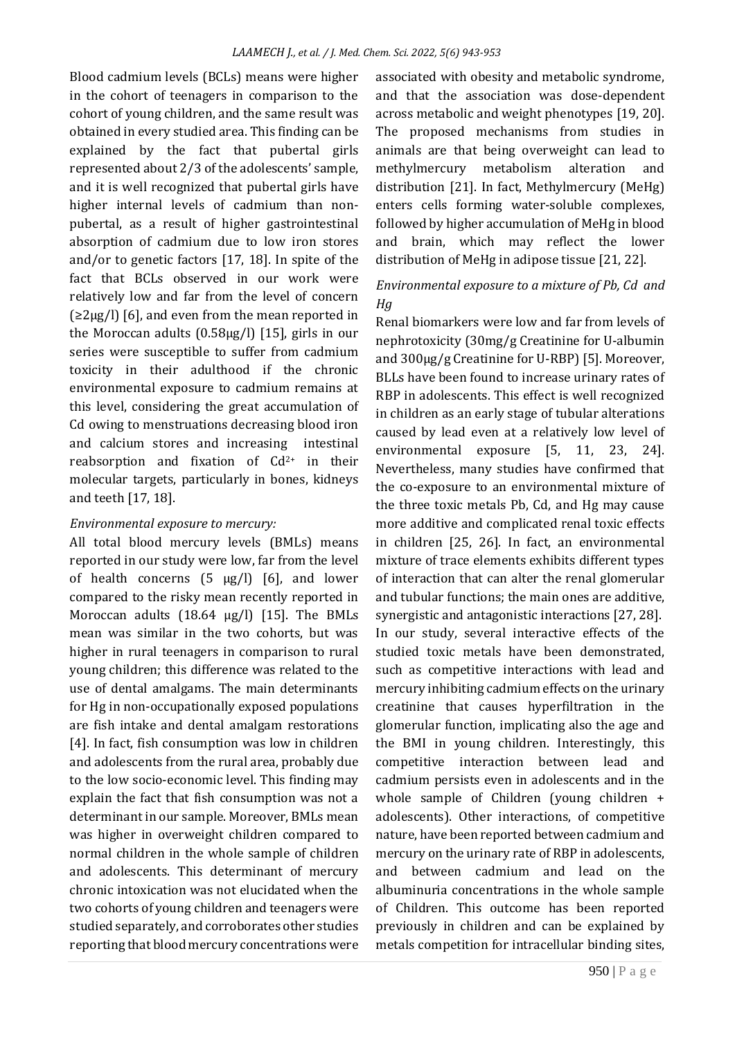Blood cadmium levels (BCLs) means were higher in the cohort of teenagers in comparison to the cohort of young children, and the same result was obtained in every studied area. This finding can be explained by the fact that pubertal girls represented about 2/3 of the adolescents' sample, and it is well recognized that pubertal girls have higher internal levels of cadmium than non-pubertal, as a result of higher gastrointestinal absorption of cadmium due to low iron stores and/or to genetic factors [17, 18]. In spite of the fact that BCLs observed in our work were relatively low and far from the level of concern (≥2µg/l) [6], and even from the mean reported in the Moroccan adults (0.58µg/l) [15], girls in our series were susceptible to suffer from cadmium toxicity in their adulthood if the chronic environmental exposure to cadmium remains at this level, considering the great accumulation of Cd owing to menstruations decreasing blood iron and calcium stores and increasing intestinal reabsorption and fixation of $Cd^{2+}$ in their molecular targets, particularly in bones, kidneys and teeth [17, 18].

*Environmental exposure to mercury:*

All total blood mercury levels (BMLs) means reported in our study were low, far from the level of health concerns (5 µg/l) [6], and lower compared to the risky mean recently reported in Moroccan adults (18.64 µg/l) [15]. The BMLs mean was similar in the two cohorts, but was higher in rural teenagers in comparison to rural young children; this difference was related to the use of dental amalgams. The main determinants for Hg in non-occupationally exposed populations are fish intake and dental amalgam restorations [4]. In fact, fish consumption was low in children and adolescents from the rural area, probably due to the low socio-economic level. This finding may explain the fact that fish consumption was not a determinant in our sample. Moreover, BMLs mean was higher in overweight children compared to normal children in the whole sample of children and adolescents. This determinant of mercury chronic intoxication was not elucidated when the two cohorts of young children and teenagers were studied separately, and corroborates other studies reporting that blood mercury concentrations were associated with obesity and metabolic syndrome, and that the association was dose-dependent across metabolic and weight phenotypes [19, 20]. The proposed mechanisms from studies in animals are that being overweight can lead to methylmercury metabolism alteration and distribution [21]. In fact, Methylmercury (MeHg) enters cells forming water-soluble complexes, followed by higher accumulation of MeHg in blood and brain, which may reflect the lower distribution of MeHg in adipose tissue [21, 22].

*Environmental exposure to a mixture of Pb, Cd and Hg*

Renal biomarkers were low and far from levels of nephrotoxicity (30mg/g Creatinine for U-albumin and 300µg/g Creatinine for U-RBP) [5]. Moreover, BLLs have been found to increase urinary rates of RBP in adolescents. This effect is well recognized in children as an early stage of tubular alterations caused by lead even at a relatively low level of environmental exposure [5, 11, 23, 24]. Nevertheless, many studies have confirmed that the co-exposure to an environmental mixture of the three toxic metals Pb, Cd, and Hg may cause more additive and complicated renal toxic effects in children [25, 26]. In fact, an environmental mixture of trace elements exhibits different types of interaction that can alter the renal glomerular and tubular functions; the main ones are additive, synergistic and antagonistic interactions [27, 28]. In our study, several interactive effects of the studied toxic metals have been demonstrated, such as competitive interactions with lead and mercury inhibiting cadmium effects on the urinary creatinine that causes hyperfiltration in the glomerular function, implicating also the age and the BMI in young children. Interestingly, this competitive interaction between lead and cadmium persists even in adolescents and in the whole sample of Children (young children + adolescents). Other interactions, of competitive nature, have been reported between cadmium and mercury on the urinary rate of RBP in adolescents, and between cadmium and lead on the albuminuria concentrations in the whole sample of Children. This outcome has been reported previously in children and can be explained by metals competition for intracellular binding sites,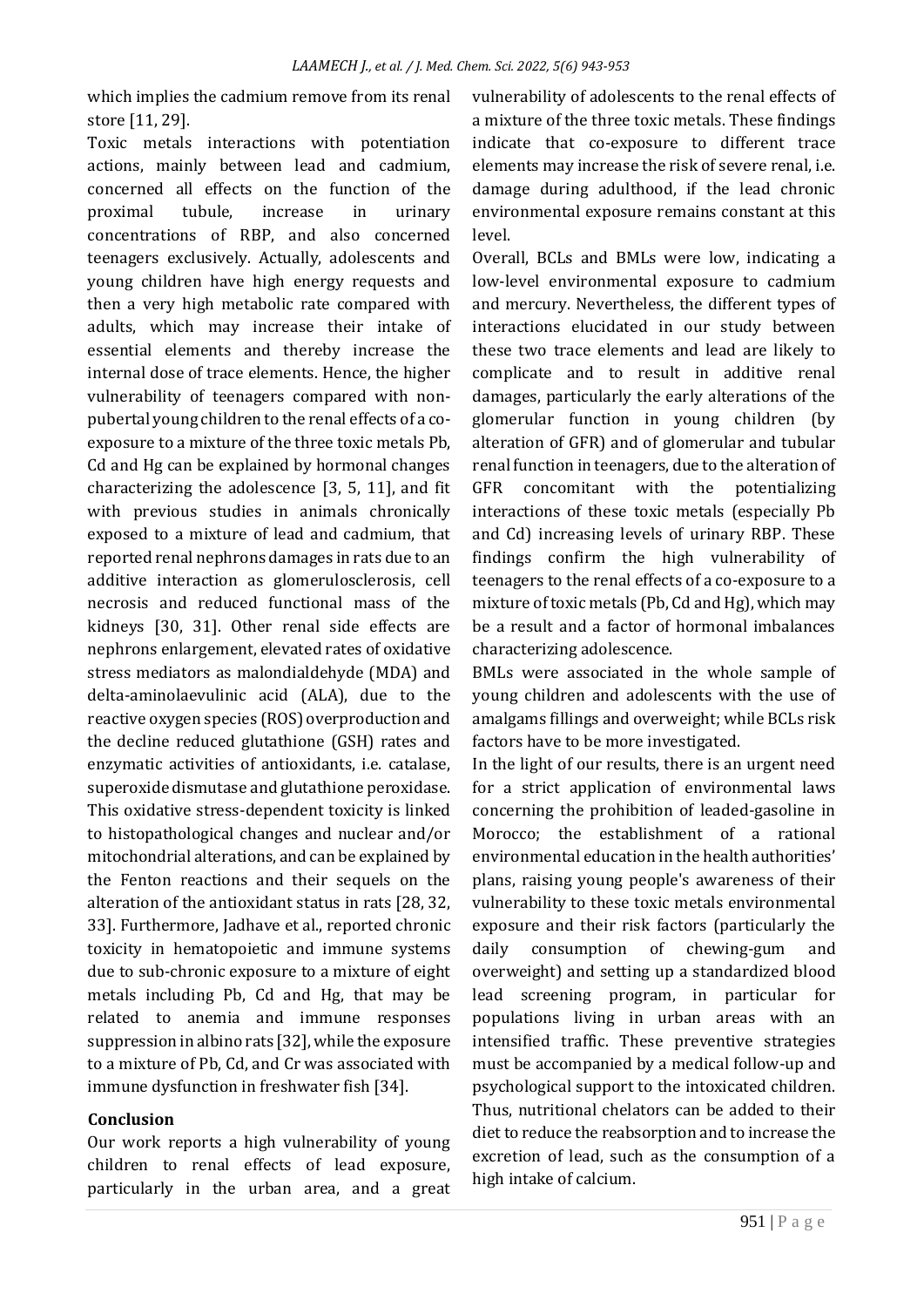which implies the cadmium remove from its renal store [11, 29].

Toxic metals interactions with potentiation actions, mainly between lead and cadmium, concerned all effects on the function of the proximal tubule, increase in urinary concentrations of RBP, and also concerned teenagers exclusively. Actually, adolescents and young children have high energy requests and then a very high metabolic rate compared with adults, which may increase their intake of essential elements and thereby increase the internal dose of trace elements. Hence, the higher vulnerability of teenagers compared with non-pubertal young children to the renal effects of a co-exposure to a mixture of the three toxic metals Pb, Cd and Hg can be explained by hormonal changes characterizing the adolescence [3, 5, 11], and fit with previous studies in animals chronically exposed to a mixture of lead and cadmium, that reported renal nephrons damages in rats due to an additive interaction as glomerulosclerosis, cell necrosis and reduced functional mass of the kidneys [30, 31]. Other renal side effects are nephrons enlargement, elevated rates of oxidative stress mediators as malondialdehyde (MDA) and delta-aminolaevulinic acid (ALA), due to the reactive oxygen species (ROS) overproduction and the decline reduced glutathione (GSH) rates and enzymatic activities of antioxidants, i.e. catalase, superoxide dismutase and glutathione peroxidase. This oxidative stress-dependent toxicity is linked to histopathological changes and nuclear and/or mitochondrial alterations, and can be explained by the Fenton reactions and their sequels on the alteration of the antioxidant status in rats [28, 32, 33]. Furthermore, Jadhave et al., reported chronic toxicity in hematopoietic and immune systems due to sub-chronic exposure to a mixture of eight metals including Pb, Cd and Hg, that may be related to anemia and immune responses suppression in albino rats [32], while the exposure to a mixture of Pb, Cd, and Cr was associated with immune dysfunction in freshwater fish [34].

## Conclusion

Our work reports a high vulnerability of young children to renal effects of lead exposure, particularly in the urban area, and a great vulnerability of adolescents to the renal effects of a mixture of the three toxic metals. These findings indicate that co-exposure to different trace elements may increase the risk of severe renal, i.e. damage during adulthood, if the lead chronic environmental exposure remains constant at this level.

Overall, BCLs and BMLs were low, indicating a low-level environmental exposure to cadmium and mercury. Nevertheless, the different types of interactions elucidated in our study between these two trace elements and lead are likely to complicate and to result in additive renal damages, particularly the early alterations of the glomerular function in young children (by alteration of GFR) and of glomerular and tubular renal function in teenagers, due to the alteration of GFR concomitant with the potentializing interactions of these toxic metals (especially Pb and Cd) increasing levels of urinary RBP. These findings confirm the high vulnerability of teenagers to the renal effects of a co-exposure to a mixture of toxic metals (Pb, Cd and Hg), which may be a result and a factor of hormonal imbalances characterizing adolescence.

BMLs were associated in the whole sample of young children and adolescents with the use of amalgams fillings and overweight; while BCLs risk factors have to be more investigated.

In the light of our results, there is an urgent need for a strict application of environmental laws concerning the prohibition of leaded-gasoline in Morocco; the establishment of a rational environmental education in the health authorities' plans, raising young people's awareness of their vulnerability to these toxic metals environmental exposure and their risk factors (particularly the daily consumption of chewing-gum and overweight) and setting up a standardized blood lead screening program, in particular for populations living in urban areas with an intensified traffic. These preventive strategies must be accompanied by a medical follow-up and psychological support to the intoxicated children. Thus, nutritional chelators can be added to their diet to reduce the reabsorption and to increase the excretion of lead, such as the consumption of a high intake of calcium.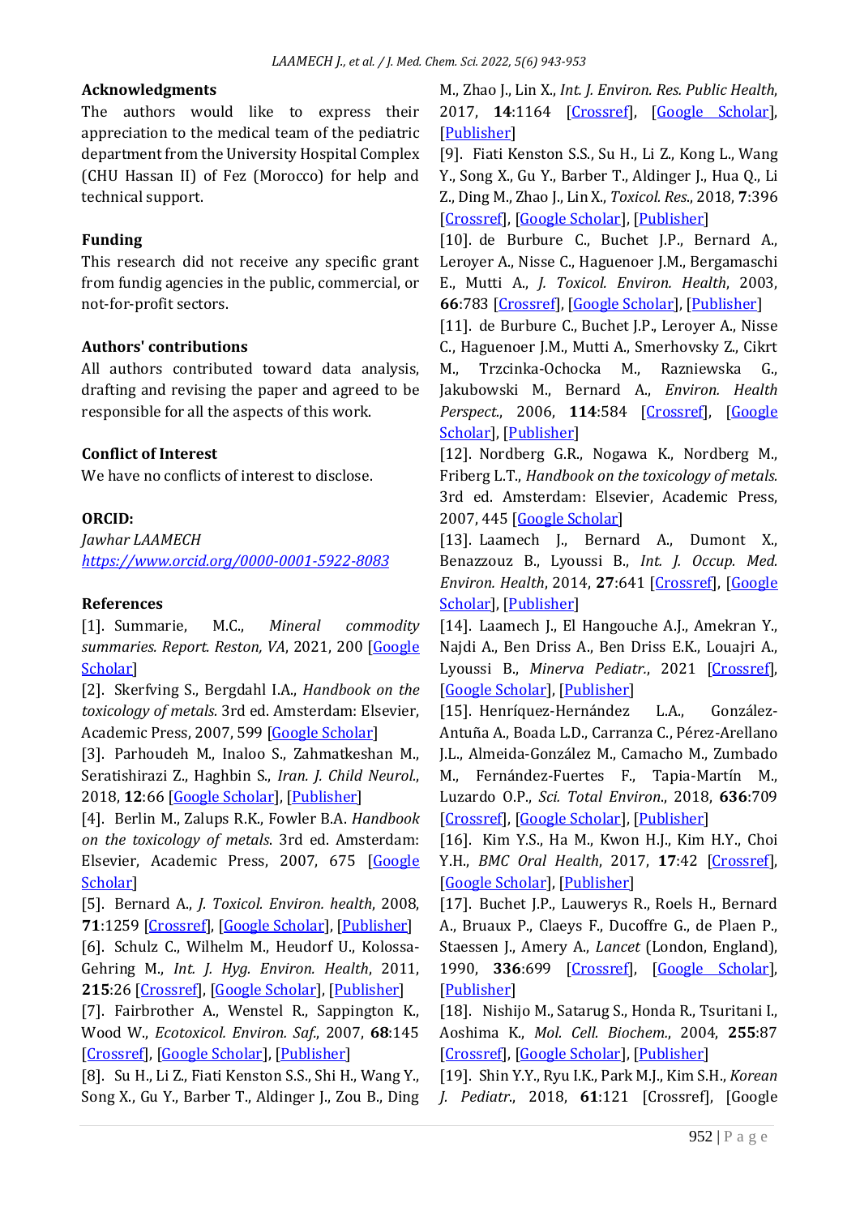## Acknowledgments

The authors would like to express their appreciation to the medical team of the pediatric department from the University Hospital Complex (CHU Hassan II) of Fez (Morocco) for help and technical support.

## Funding

This research did not receive any specific grant from fundig agencies in the public, commercial, or not-for-profit sectors.

## Authors' contributions

All authors contributed toward data analysis, drafting and revising the paper and agreed to be responsible for all the aspects of this work.

## Conflict of Interest

We have no conflicts of interest to disclose.

## ORCID:

*Jawhar LAAMECH*
*https://www.orcid.org/0000-0001-5922-8083*

## References

[1]. Summarie, M.C., *Mineral commodity summaries. Report. Reston, VA*, 2021, 200 [Google Scholar]

[2]. Skerfving S., Bergdahl I.A., *Handbook on the toxicology of metals.* 3rd ed. Amsterdam: Elsevier, Academic Press, 2007, 599 [Google Scholar]

[3]. Parhoudeh M., Inaloo S., Zahmatkeshan M., Seratishirazi Z., Haghbin S., *Iran. J. Child Neurol.*, 2018, **12**:66 [Google Scholar], [Publisher]

[4]. Berlin M., Zalups R.K., Fowler B.A. *Handbook on the toxicology of metals.* 3rd ed. Amsterdam: Elsevier, Academic Press, 2007, 675 [Google Scholar]

[5]. Bernard A., *J. Toxicol. Environ. health*, 2008, **71**:1259 [Crossref], [Google Scholar], [Publisher]

[6]. Schulz C., Wilhelm M., Heudorf U., Kolossa-Gehring M., *Int. J. Hyg. Environ. Health*, 2011, **215**:26 [Crossref], [Google Scholar], [Publisher]

[7]. Fairbrother A., Wenstel R., Sappington K., Wood W., *Ecotoxicol. Environ. Saf.*, 2007, **68**:145 [Crossref], [Google Scholar], [Publisher]

[8]. Su H., Li Z., Fiati Kenston S.S., Shi H., Wang Y., Song X., Gu Y., Barber T., Aldinger J., Zou B., Ding M., Zhao J., Lin X., *Int. J. Environ. Res. Public Health*, 2017, **14**:1164 [Crossref], [Google Scholar], [Publisher]

[9]. Fiati Kenston S.S., Su H., Li Z., Kong L., Wang Y., Song X., Gu Y., Barber T., Aldinger J., Hua Q., Li Z., Ding M., Zhao J., Lin X., *Toxicol. Res.*, 2018, **7**:396 [Crossref], [Google Scholar], [Publisher]

[10]. de Burbure C., Buchet J.P., Bernard A., Leroyer A., Nisse C., Haguenoer J.M., Bergamaschi E., Mutti A., *J. Toxicol. Environ. Health*, 2003, **66**:783 [Crossref], [Google Scholar], [Publisher]

[11]. de Burbure C., Buchet J.P., Leroyer A., Nisse C., Haguenoer J.M., Mutti A., Smerhovsky Z., Cikrt M., Trzcinka-Ochocka M., Razniewska G., Jakubowski M., Bernard A., *Environ. Health Perspect.*, 2006, **114**:584 [Crossref], [Google Scholar], [Publisher]

[12]. Nordberg G.R., Nogawa K., Nordberg M., Friberg L.T., *Handbook on the toxicology of metals.* 3rd ed. Amsterdam: Elsevier, Academic Press, 2007, 445 [Google Scholar]

[13]. Laamech J., Bernard A., Dumont X., Benazzouz B., Lyoussi B., *Int. J. Occup. Med. Environ. Health*, 2014, **27**:641 [Crossref], [Google Scholar], [Publisher]

[14]. Laamech J., El Hangouche A.J., Amekran Y., Najdi A., Ben Driss A., Ben Driss E.K., Louajri A., Lyoussi B., *Minerva Pediatr.*, 2021 [Crossref], [Google Scholar], [Publisher]

[15]. Henríquez-Hernández L.A., González-Antuña A., Boada L.D., Carranza C., Pérez-Arellano J.L., Almeida-González M., Camacho M., Zumbado M., Fernández-Fuertes F., Tapia-Martín M., Luzardo O.P., *Sci. Total Environ.*, 2018, **636**:709 [Crossref], [Google Scholar], [Publisher]

[16]. Kim Y.S., Ha M., Kwon H.J., Kim H.Y., Choi Y.H., *BMC Oral Health*, 2017, **17**:42 [Crossref], [Google Scholar], [Publisher]

[17]. Buchet J.P., Lauwerys R., Roels H., Bernard A., Bruaux P., Claeys F., Ducoffre G., de Plaen P., Staessen J., Amery A., *Lancet* (London, England), 1990, **336**:699 [Crossref], [Google Scholar], [Publisher]

[18]. Nishijo M., Satarug S., Honda R., Tsuritani I., Aoshima K., *Mol. Cell. Biochem.*, 2004, **255**:87 [Crossref], [Google Scholar], [Publisher]

[19]. Shin Y.Y., Ryu I.K., Park M.J., Kim S.H., *Korean J. Pediatr.*, 2018, **61**:121 [Crossref], [Google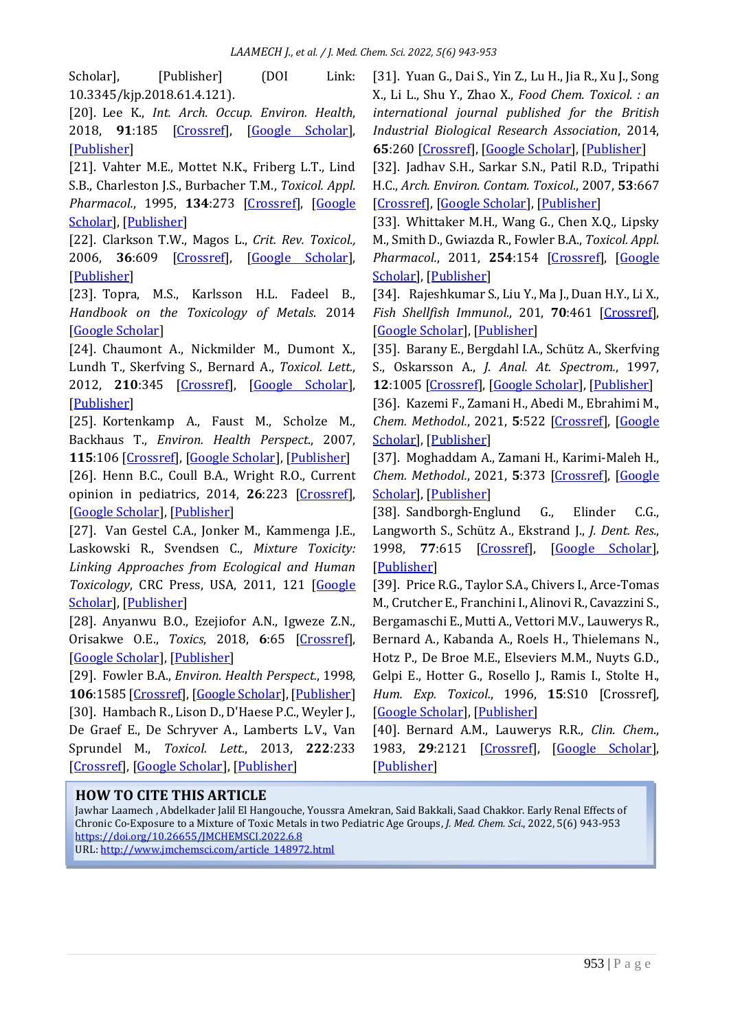Scholar], [Publisher] (DOI Link: 10.3345/kjp.2018.61.4.121).

[20]. Lee K., *Int. Arch. Occup. Environ. Health*, 2018, **91**:185 [Crossref], [Google Scholar], [Publisher]

[21]. Vahter M.E., Mottet N.K., Friberg L.T., Lind S.B., Charleston J.S., Burbacher T.M., *Toxicol. Appl. Pharmacol.*, 1995, **134**:273 [Crossref], [Google Scholar], [Publisher]

[22]. Clarkson T.W., Magos L., *Crit. Rev. Toxicol.*, 2006, **36**:609 [Crossref], [Google Scholar], [Publisher]

[23]. Topra, M.S., Karlsson H.L. Fadeel B., *Handbook on the Toxicology of Metals*. 2014 [Google Scholar]

[24]. Chaumont A., Nickmilder M., Dumont X., Lundh T., Skerfving S., Bernard A., *Toxicol. Lett.*, 2012, **210**:345 [Crossref], [Google Scholar], [Publisher]

[25]. Kortenkamp A., Faust M., Scholze M., Backhaus T., *Environ. Health Perspect.*, 2007, **115**:106 [Crossref], [Google Scholar], [Publisher]

[26]. Henn B.C., Coull B.A., Wright R.O., Current opinion in pediatrics, 2014, **26**:223 [Crossref], [Google Scholar], [Publisher]

[27]. Van Gestel C.A., Jonker M., Kammenga J.E., Laskowski R., Svendsen C., *Mixture Toxicity: Linking Approaches from Ecological and Human Toxicology*, CRC Press, USA, 2011, 121 [Google Scholar], [Publisher]

[28]. Anyanwu B.O., Ezejiofor A.N., Igweze Z.N., Orisakwe O.E., *Toxics*, 2018, **6**:65 [Crossref], [Google Scholar], [Publisher]

[29]. Fowler B.A., *Environ. Health Perspect.*, 1998, **106**:1585 [Crossref], [Google Scholar], [Publisher]

[30]. Hambach R., Lison D., D'Haese P.C., Weyler J., De Graef E., De Schryver A., Lamberts L.V., Van Sprundel M., *Toxicol. Lett.*, 2013, **222**:233 [Crossref], [Google Scholar], [Publisher]

[31]. Yuan G., Dai S., Yin Z., Lu H., Jia R., Xu J., Song X., Li L., Shu Y., Zhao X., *Food Chem. Toxicol. : an international journal published for the British Industrial Biological Research Association*, 2014, **65**:260 [Crossref], [Google Scholar], [Publisher]

[32]. Jadhav S.H., Sarkar S.N., Patil R.D., Tripathi H.C., *Arch. Environ. Contam. Toxicol.*, 2007, **53**:667 [Crossref], [Google Scholar], [Publisher]

[33]. Whittaker M.H., Wang G., Chen X.Q., Lipsky M., Smith D., Gwiazda R., Fowler B.A., *Toxicol. Appl. Pharmacol.*, 2011, **254**:154 [Crossref], [Google Scholar], [Publisher]

[34]. Rajeshkumar S., Liu Y., Ma J., Duan H.Y., Li X., *Fish Shellfish Immunol.*, 201, **70**:461 [Crossref], [Google Scholar], [Publisher]

[35]. Barany E., Bergdahl I.A., Schütz A., Skerfving S., Oskarsson A., *J. Anal. At. Spectrom.*, 1997, **12**:1005 [Crossref], [Google Scholar], [Publisher]

[36]. Kazemi F., Zamani H., Abedi M., Ebrahimi M., *Chem. Methodol.*, 2021, **5**:522 [Crossref], [Google Scholar], [Publisher]

[37]. Moghaddam A., Zamani H., Karimi-Maleh H., *Chem. Methodol.*, 2021, **5**:373 [Crossref], [Google Scholar], [Publisher]

[38]. Sandborgh-Englund G., Elinder C.G., Langworth S., Schütz A., Ekstrand J., *J. Dent. Res.*, 1998, **77**:615 [Crossref], [Google Scholar], [Publisher]

[39]. Price R.G., Taylor S.A., Chivers I., Arce-Tomas M., Crutcher E., Franchini I., Alinovi R., Cavazzini S., Bergamaschi E., Mutti A., Vettori M.V., Lauwerys R., Bernard A., Kabanda A., Roels H., Thielemans N., Hotz P., De Broe M.E., Elseviers M.M., Nuyts G.D., Gelpi E., Hotter G., Rosello J., Ramis I., Stolte H., *Hum. Exp. Toxicol.*, 1996, **15**:S10 [Crossref], [Google Scholar], [Publisher]

[40]. Bernard A.M., Lauwerys R.R., *Clin. Chem.*, 1983, **29**:2121 [Crossref], [Google Scholar], [Publisher]

**HOW TO CITE THIS ARTICLE**

Jawhar Laamech , Abdelkader Jalil El Hangouche, Youssra Amekran, Said Bakkali, Saad Chakkor. Early Renal Effects of Chronic Co-Exposure to a Mixture of Toxic Metals in two Pediatric Age Groups, *J. Med. Chem. Sci.*, 2022, 5(6) 943-953

https://doi.org/10.26655/JMCHEMSCI.2022.6.8

URL: http://www.jmchemsci.com/article_148972.html